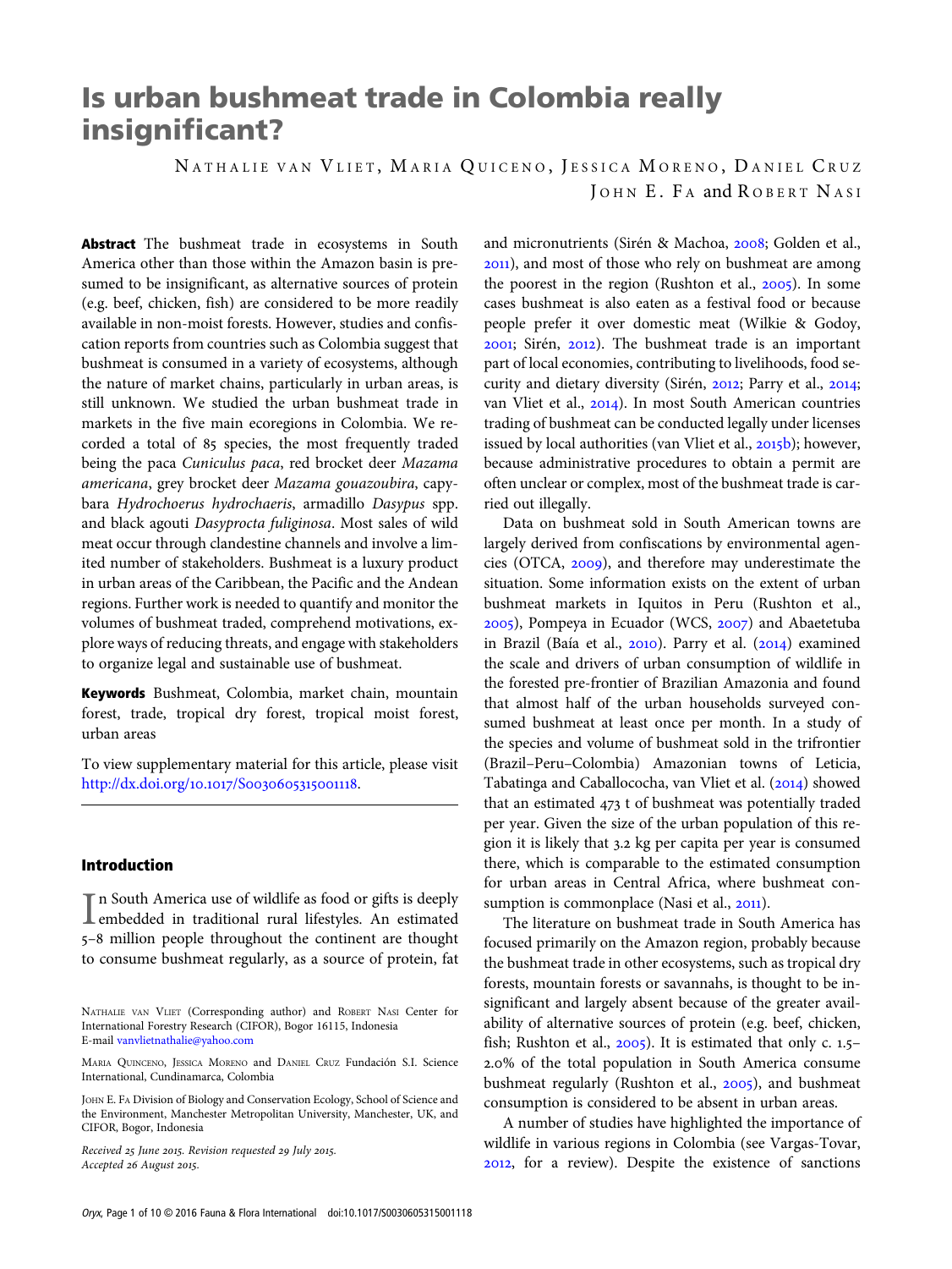# Is urban bushmeat trade in Colombia really insignificant?

Nathalie van Vliet, Maria Quiceno, Jessica Moreno, Daniel Cruz
John E. Fa and Robert Nasi

**Abstract** The bushmeat trade in ecosystems in South America other than those within the Amazon basin is presumed to be insignificant, as alternative sources of protein (e.g. beef, chicken, fish) are considered to be more readily available in non-moist forests. However, studies and confiscation reports from countries such as Colombia suggest that bushmeat is consumed in a variety of ecosystems, although the nature of market chains, particularly in urban areas, is still unknown. We studied the urban bushmeat trade in markets in the five main ecoregions in Colombia. We recorded a total of 85 species, the most frequently traded being the paca *Cuniculus paca*, red brocket deer *Mazama americana*, grey brocket deer *Mazama gouazoubira*, capybara *Hydrochoerus hydrochaeris*, armadillo *Dasypus* spp. and black agouti *Dasyprocta fuliginosa*. Most sales of wild meat occur through clandestine channels and involve a limited number of stakeholders. Bushmeat is a luxury product in urban areas of the Caribbean, the Pacific and the Andean regions. Further work is needed to quantify and monitor the volumes of bushmeat traded, comprehend motivations, explore ways of reducing threats, and engage with stakeholders to organize legal and sustainable use of bushmeat.

**Keywords** Bushmeat, Colombia, market chain, mountain forest, trade, tropical dry forest, tropical moist forest, urban areas

To view supplementary material for this article, please visit http://dx.doi.org/10.1017/S0030605315001118.

## Introduction

In South America use of wildlife as food or gifts is deeply embedded in traditional rural lifestyles. An estimated 5–8 million people throughout the continent are thought to consume bushmeat regularly, as a source of protein, fat and micronutrients (Sirén & Machoa, 2008; Golden et al., 2011), and most of those who rely on bushmeat are among the poorest in the region (Rushton et al., 2005). In some cases bushmeat is also eaten as a festival food or because people prefer it over domestic meat (Wilkie & Godoy, 2001; Sirén, 2012). The bushmeat trade is an important part of local economies, contributing to livelihoods, food security and dietary diversity (Sirén, 2012; Parry et al., 2014; van Vliet et al., 2014). In most South American countries trading of bushmeat can be conducted legally under licenses issued by local authorities (van Vliet et al., 2015b); however, because administrative procedures to obtain a permit are often unclear or complex, most of the bushmeat trade is carried out illegally.

Data on bushmeat sold in South American towns are largely derived from confiscations by environmental agencies (OTCA, 2009), and therefore may underestimate the situation. Some information exists on the extent of urban bushmeat markets in Iquitos in Peru (Rushton et al., 2005), Pompeya in Ecuador (WCS, 2007) and Abaetetuba in Brazil (Baía et al., 2010). Parry et al. (2014) examined the scale and drivers of urban consumption of wildlife in the forested pre-frontier of Brazilian Amazonia and found that almost half of the urban households surveyed consumed bushmeat at least once per month. In a study of the species and volume of bushmeat sold in the trifrontier (Brazil–Peru–Colombia) Amazonian towns of Leticia, Tabatinga and Caballococha, van Vliet et al. (2014) showed that an estimated 473 t of bushmeat was potentially traded per year. Given the size of the urban population of this region it is likely that 3.2 kg per capita per year is consumed there, which is comparable to the estimated consumption for urban areas in Central Africa, where bushmeat consumption is commonplace (Nasi et al., 2011).

The literature on bushmeat trade in South America has focused primarily on the Amazon region, probably because the bushmeat trade in other ecosystems, such as tropical dry forests, mountain forests or savannahs, is thought to be insignificant and largely absent because of the greater availability of alternative sources of protein (e.g. beef, chicken, fish; Rushton et al., 2005). It is estimated that only c. 1.5–2.0% of the total population in South America consume bushmeat regularly (Rushton et al., 2005), and bushmeat consumption is considered to be absent in urban areas.

A number of studies have highlighted the importance of wildlife in various regions in Colombia (see Vargas-Tovar, 2012, for a review). Despite the existence of sanctions

Nathalie van Vliet (Corresponding author) and Robert Nasi Center for International Forestry Research (CIFOR), Bogor 16115, Indonesia
E-mail vanvlietnathalie@yahoo.com

Maria Quinceno, Jessica Moreno and Daniel Cruz Fundación S.I. Science International, Cundinamarca, Colombia

John E. Fa Division of Biology and Conservation Ecology, School of Science and the Environment, Manchester Metropolitan University, Manchester, UK, and CIFOR, Bogor, Indonesia

*Received 25 June 2015. Revision requested 29 July 2015. Accepted 26 August 2015.*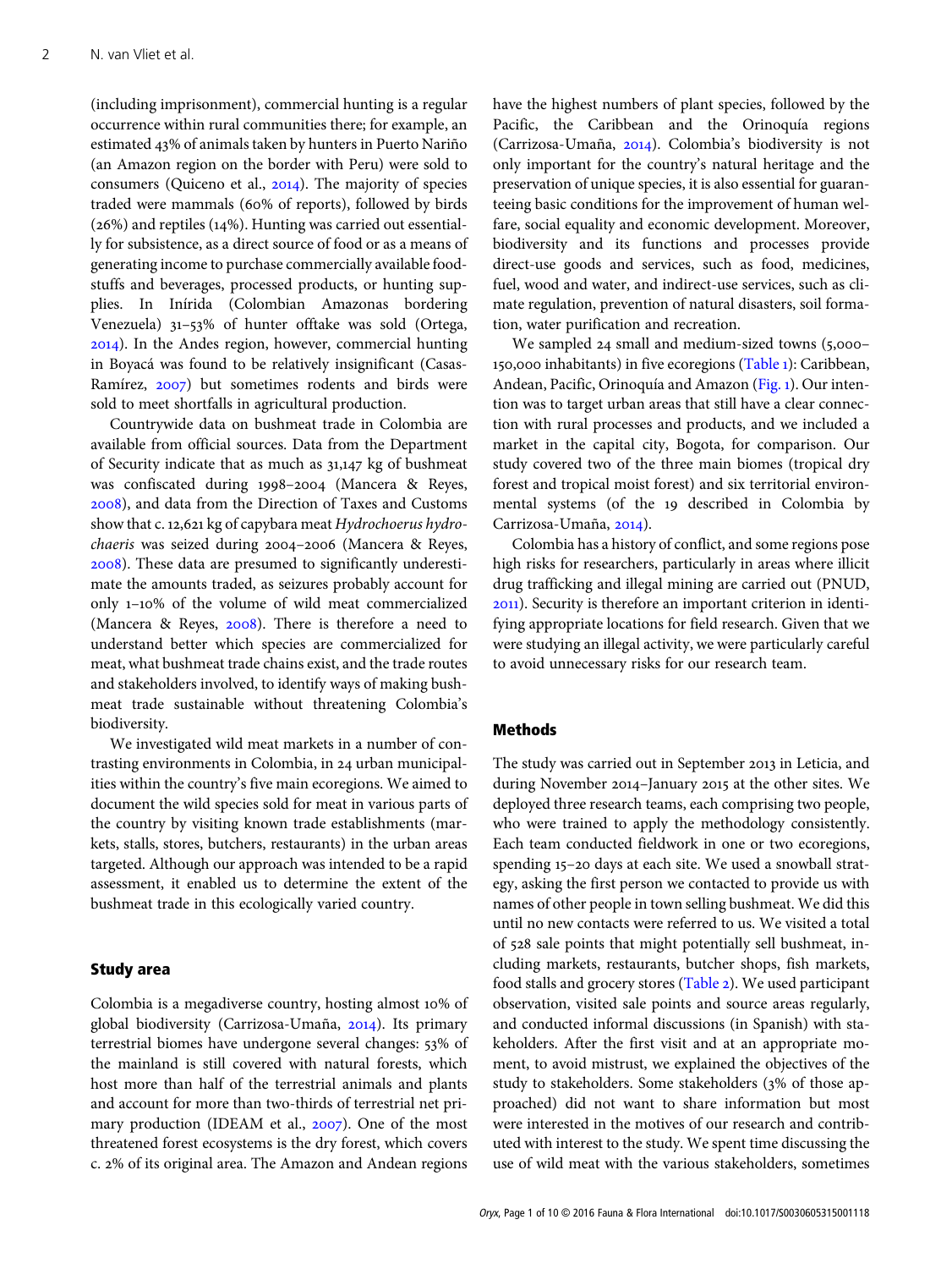(including imprisonment), commercial hunting is a regular occurrence within rural communities there; for example, an estimated 43% of animals taken by hunters in Puerto Nariño (an Amazon region on the border with Peru) were sold to consumers (Quiceno et al., 2014). The majority of species traded were mammals (60% of reports), followed by birds (26%) and reptiles (14%). Hunting was carried out essentially for subsistence, as a direct source of food or as a means of generating income to purchase commercially available foodstuffs and beverages, processed products, or hunting supplies. In Inírida (Colombian Amazonas bordering Venezuela) 31–53% of hunter offtake was sold (Ortega, 2014). In the Andes region, however, commercial hunting in Boyacá was found to be relatively insignificant (Casas-Ramírez, 2007) but sometimes rodents and birds were sold to meet shortfalls in agricultural production.

Countrywide data on bushmeat trade in Colombia are available from official sources. Data from the Department of Security indicate that as much as 31,147 kg of bushmeat was confiscated during 1998–2004 (Mancera & Reyes, 2008), and data from the Direction of Taxes and Customs show that c. 12,621 kg of capybara meat *Hydrochoerus hydrochaeris* was seized during 2004–2006 (Mancera & Reyes, 2008). These data are presumed to significantly underestimate the amounts traded, as seizures probably account for only 1–10% of the volume of wild meat commercialized (Mancera & Reyes, 2008). There is therefore a need to understand better which species are commercialized for meat, what bushmeat trade chains exist, and the trade routes and stakeholders involved, to identify ways of making bushmeat trade sustainable without threatening Colombia's biodiversity.

We investigated wild meat markets in a number of contrasting environments in Colombia, in 24 urban municipalities within the country's five main ecoregions. We aimed to document the wild species sold for meat in various parts of the country by visiting known trade establishments (markets, stalls, stores, butchers, restaurants) in the urban areas targeted. Although our approach was intended to be a rapid assessment, it enabled us to determine the extent of the bushmeat trade in this ecologically varied country.

## Study area

Colombia is a megadiverse country, hosting almost 10% of global biodiversity (Carrizosa-Umaña, 2014). Its primary terrestrial biomes have undergone several changes: 53% of the mainland is still covered with natural forests, which host more than half of the terrestrial animals and plants and account for more than two-thirds of terrestrial net primary production (IDEAM et al., 2007). One of the most threatened forest ecosystems is the dry forest, which covers c. 2% of its original area. The Amazon and Andean regions have the highest numbers of plant species, followed by the Pacific, the Caribbean and the Orinoquía regions (Carrizosa-Umaña, 2014). Colombia's biodiversity is not only important for the country's natural heritage and the preservation of unique species, it is also essential for guaranteeing basic conditions for the improvement of human welfare, social equality and economic development. Moreover, biodiversity and its functions and processes provide direct-use goods and services, such as food, medicines, fuel, wood and water, and indirect-use services, such as climate regulation, prevention of natural disasters, soil formation, water purification and recreation.

We sampled 24 small and medium-sized towns (5,000–150,000 inhabitants) in five ecoregions (Table 1): Caribbean, Andean, Pacific, Orinoquía and Amazon (Fig. 1). Our intention was to target urban areas that still have a clear connection with rural processes and products, and we included a market in the capital city, Bogota, for comparison. Our study covered two of the three main biomes (tropical dry forest and tropical moist forest) and six territorial environmental systems (of the 19 described in Colombia by Carrizosa-Umaña, 2014).

Colombia has a history of conflict, and some regions pose high risks for researchers, particularly in areas where illicit drug trafficking and illegal mining are carried out (PNUD, 2011). Security is therefore an important criterion in identifying appropriate locations for field research. Given that we were studying an illegal activity, we were particularly careful to avoid unnecessary risks for our research team.

## Methods

The study was carried out in September 2013 in Leticia, and during November 2014–January 2015 at the other sites. We deployed three research teams, each comprising two people, who were trained to apply the methodology consistently. Each team conducted fieldwork in one or two ecoregions, spending 15–20 days at each site. We used a snowball strategy, asking the first person we contacted to provide us with names of other people in town selling bushmeat. We did this until no new contacts were referred to us. We visited a total of 528 sale points that might potentially sell bushmeat, including markets, restaurants, butcher shops, fish markets, food stalls and grocery stores (Table 2). We used participant observation, visited sale points and source areas regularly, and conducted informal discussions (in Spanish) with stakeholders. After the first visit and at an appropriate moment, to avoid mistrust, we explained the objectives of the study to stakeholders. Some stakeholders (3% of those approached) did not want to share information but most were interested in the motives of our research and contributed with interest to the study. We spent time discussing the use of wild meat with the various stakeholders, sometimes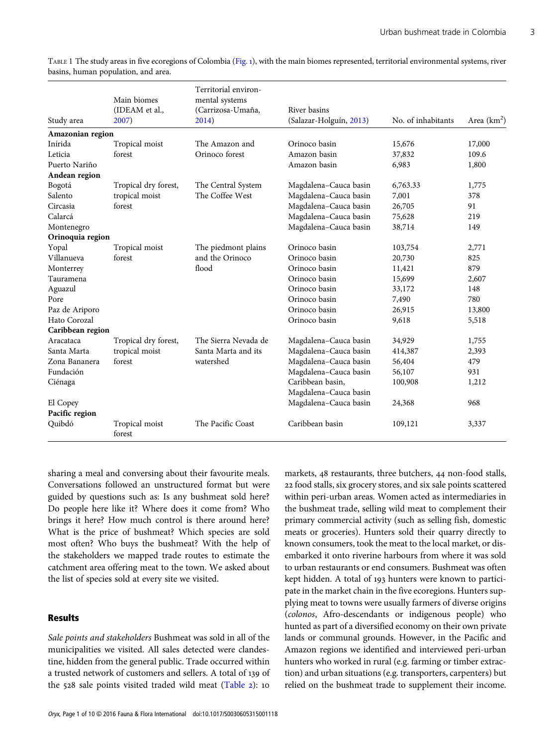TABLE 1 The study areas in five ecoregions of Colombia (Fig. 1), with the main biomes represented, territorial environmental systems, river basins, human population, and area.

| Study area | Main biomes (IDEAM et al., 2007) | Territorial environmental systems (Carrizosa-Umaña, 2014) | River basins (Salazar-Holguín, 2013) | No. of inhabitants | Area (km²) |
|---|---|---|---|---|---|
| **Amazonian region** | | | | | |
| Inírida | Tropical moist forest | The Amazon and Orinoco forest | Orinoco basin | 15,676 | 17,000 |
| Leticia | | | Amazon basin | 37,832 | 109.6 |
| Puerto Nariño | | | Amazon basin | 6,983 | 1,800 |
| **Andean region** | | | | | |
| Bogotá | Tropical dry forest, tropical moist forest | The Central System | Magdalena–Cauca basin | 6,763.33 | 1,775 |
| Salento | | The Coffee West | Magdalena–Cauca basin | 7,001 | 378 |
| Circasia | | | Magdalena–Cauca basin | 26,705 | 91 |
| Calarcá | | | Magdalena–Cauca basin | 75,628 | 219 |
| Montenegro | | | Magdalena–Cauca basin | 38,714 | 149 |
| **Orinoquia region** | | | | | |
| Yopal | Tropical moist forest | The piedmont plains and the Orinoco flood | Orinoco basin | 103,754 | 2,771 |
| Villanueva | | | Orinoco basin | 20,730 | 825 |
| Monterrey | | | Orinoco basin | 11,421 | 879 |
| Tauramena | | | Orinoco basin | 15,699 | 2,607 |
| Aguazul | | | Orinoco basin | 33,172 | 148 |
| Pore | | | Orinoco basin | 7,490 | 780 |
| Paz de Ariporo | | | Orinoco basin | 26,915 | 13,800 |
| Hato Corozal | | | Orinoco basin | 9,618 | 5,518 |
| **Caribbean region** | | | | | |
| Aracataca | Tropical dry forest, tropical moist forest | The Sierra Nevada de Santa Marta and its watershed | Magdalena–Cauca basin | 34,929 | 1,755 |
| Santa Marta | | | Magdalena–Cauca basin | 414,387 | 2,393 |
| Zona Bananera | | | Magdalena–Cauca basin | 56,404 | 479 |
| Fundación | | | Magdalena–Cauca basin | 56,107 | 931 |
| Ciénaga | | | Caribbean basin, Magdalena–Cauca basin | 100,908 | 1,212 |
| El Copey | | | Magdalena–Cauca basin | 24,368 | 968 |
| **Pacific region** | | | | | |
| Quibdó | Tropical moist forest | The Pacific Coast | Caribbean basin | 109,121 | 3,337 |

sharing a meal and conversing about their favourite meals. Conversations followed an unstructured format but were guided by questions such as: Is any bushmeat sold here? Do people here like it? Where does it come from? Who brings it here? How much control is there around here? What is the price of bushmeat? Which species are sold most often? Who buys the bushmeat? With the help of the stakeholders we mapped trade routes to estimate the catchment area offering meat to the town. We asked about the list of species sold at every site we visited.

## Results

*Sale points and stakeholders* Bushmeat was sold in all of the municipalities we visited. All sales detected were clandestine, hidden from the general public. Trade occurred within a trusted network of customers and sellers. A total of 139 of the 528 sale points visited traded wild meat (Table 2): 10 markets, 48 restaurants, three butchers, 44 non-food stalls, 22 food stalls, six grocery stores, and six sale points scattered within peri-urban areas. Women acted as intermediaries in the bushmeat trade, selling wild meat to complement their primary commercial activity (such as selling fish, domestic meats or groceries). Hunters sold their quarry directly to known consumers, took the meat to the local market, or disembarked it onto riverine harbours from where it was sold to urban restaurants or end consumers. Bushmeat was often kept hidden. A total of 193 hunters were known to participate in the market chain in the five ecoregions. Hunters supplying meat to towns were usually farmers of diverse origins (*colonos*, Afro-descendants or indigenous people) who hunted as part of a diversified economy on their own private lands or communal grounds. However, in the Pacific and Amazon regions we identified and interviewed peri-urban hunters who worked in rural (e.g. farming or timber extraction) and urban situations (e.g. transporters, carpenters) but relied on the bushmeat trade to supplement their income.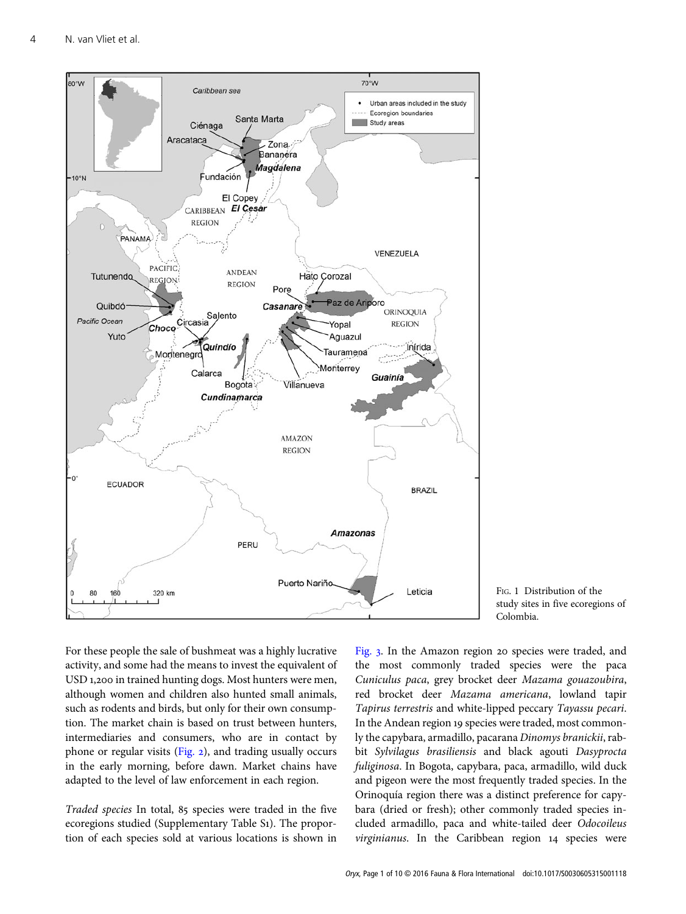Fig. 1 Distribution of the study sites in five ecoregions of Colombia.

For these people the sale of bushmeat was a highly lucrative activity, and some had the means to invest the equivalent of USD 1,200 in trained hunting dogs. Most hunters were men, although women and children also hunted small animals, such as rodents and birds, but only for their own consumption. The market chain is based on trust between hunters, intermediaries and consumers, who are in contact by phone or regular visits (Fig. 2), and trading usually occurs in the early morning, before dawn. Market chains have adapted to the level of law enforcement in each region.

*Traded species* In total, 85 species were traded in the five ecoregions studied (Supplementary Table S1). The proportion of each species sold at various locations is shown in Fig. 3. In the Amazon region 20 species were traded, and the most commonly traded species were the paca *Cuniculus paca*, grey brocket deer *Mazama gouazoubira*, red brocket deer *Mazama americana*, lowland tapir *Tapirus terrestris* and white-lipped peccary *Tayassu pecari*. In the Andean region 19 species were traded, most commonly the capybara, armadillo, pacarana *Dinomys branickii*, rabbit *Sylvilagus brasiliensis* and black agouti *Dasyprocta fuliginosa*. In Bogota, capybara, paca, armadillo, wild duck and pigeon were the most frequently traded species. In the Orinoquía region there was a distinct preference for capybara (dried or fresh); other commonly traded species included armadillo, paca and white-tailed deer *Odocoileus virginianus*. In the Caribbean region 14 species were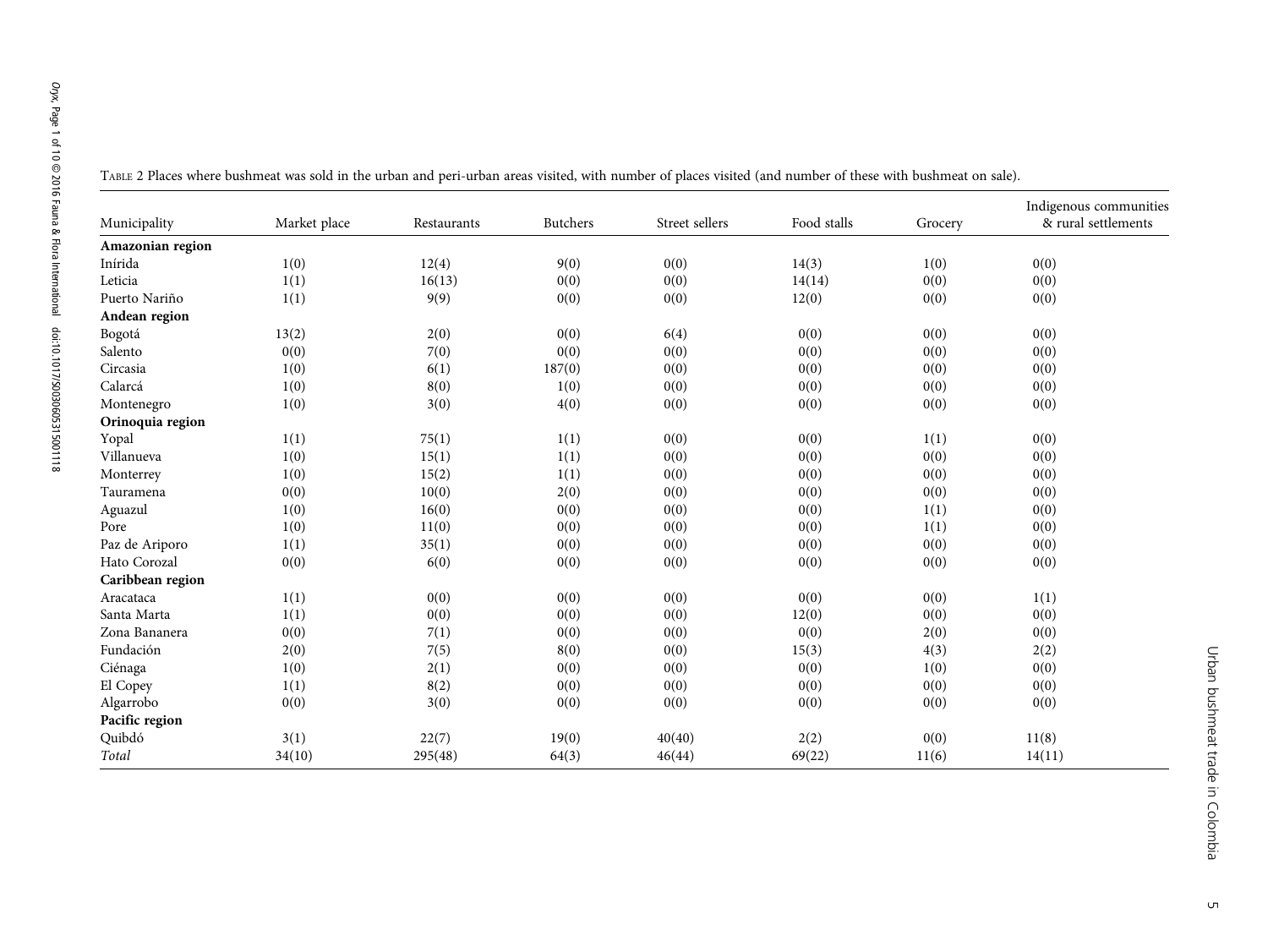Table 2 Places where bushmeat was sold in the urban and peri-urban areas visited, with number of places visited (and number of these with bushmeat on sale).

| Municipality | Market place | Restaurants | Butchers | Street sellers | Food stalls | Grocery | Indigenous communities & rural settlements |
|---|---|---|---|---|---|---|---|
| **Amazonian region** | | | | | | | |
| Inírida | 1(0) | 12(4) | 9(0) | 0(0) | 14(3) | 1(0) | 0(0) |
| Leticia | 1(1) | 16(13) | 0(0) | 0(0) | 14(14) | 0(0) | 0(0) |
| Puerto Nariño | 1(1) | 9(9) | 0(0) | 0(0) | 12(0) | 0(0) | 0(0) |
| **Andean region** | | | | | | | |
| Bogotá | 13(2) | 2(0) | 0(0) | 6(4) | 0(0) | 0(0) | 0(0) |
| Salento | 0(0) | 7(0) | 0(0) | 0(0) | 0(0) | 0(0) | 0(0) |
| Circasia | 1(0) | 6(1) | 187(0) | 0(0) | 0(0) | 0(0) | 0(0) |
| Calarcá | 1(0) | 8(0) | 1(0) | 0(0) | 0(0) | 0(0) | 0(0) |
| Montenegro | 1(0) | 3(0) | 4(0) | 0(0) | 0(0) | 0(0) | 0(0) |
| **Orinoquia region** | | | | | | | |
| Yopal | 1(1) | 75(1) | 1(1) | 0(0) | 0(0) | 1(1) | 0(0) |
| Villanueva | 1(0) | 15(1) | 1(1) | 0(0) | 0(0) | 0(0) | 0(0) |
| Monterrey | 1(0) | 15(2) | 1(1) | 0(0) | 0(0) | 0(0) | 0(0) |
| Tauramena | 0(0) | 10(0) | 2(0) | 0(0) | 0(0) | 0(0) | 0(0) |
| Aguazul | 1(0) | 16(0) | 0(0) | 0(0) | 0(0) | 1(1) | 0(0) |
| Pore | 1(0) | 11(0) | 0(0) | 0(0) | 0(0) | 1(1) | 0(0) |
| Paz de Ariporo | 1(1) | 35(1) | 0(0) | 0(0) | 0(0) | 0(0) | 0(0) |
| Hato Corozal | 0(0) | 6(0) | 0(0) | 0(0) | 0(0) | 0(0) | 0(0) |
| **Caribbean region** | | | | | | | |
| Aracataca | 1(1) | 0(0) | 0(0) | 0(0) | 0(0) | 0(0) | 1(1) |
| Santa Marta | 1(1) | 0(0) | 0(0) | 0(0) | 12(0) | 0(0) | 0(0) |
| Zona Bananera | 0(0) | 7(1) | 0(0) | 0(0) | 0(0) | 2(0) | 0(0) |
| Fundación | 2(0) | 7(5) | 8(0) | 0(0) | 15(3) | 4(3) | 2(2) |
| Ciénaga | 1(0) | 2(1) | 0(0) | 0(0) | 0(0) | 1(0) | 0(0) |
| El Copey | 1(1) | 8(2) | 0(0) | 0(0) | 0(0) | 0(0) | 0(0) |
| Algarrobo | 0(0) | 3(0) | 0(0) | 0(0) | 0(0) | 0(0) | 0(0) |
| **Pacific region** | | | | | | | |
| Quibdó | 3(1) | 22(7) | 19(0) | 40(40) | 2(2) | 0(0) | 11(8) |
| *Total* | 34(10) | 295(48) | 64(3) | 46(44) | 69(22) | 11(6) | 14(11) |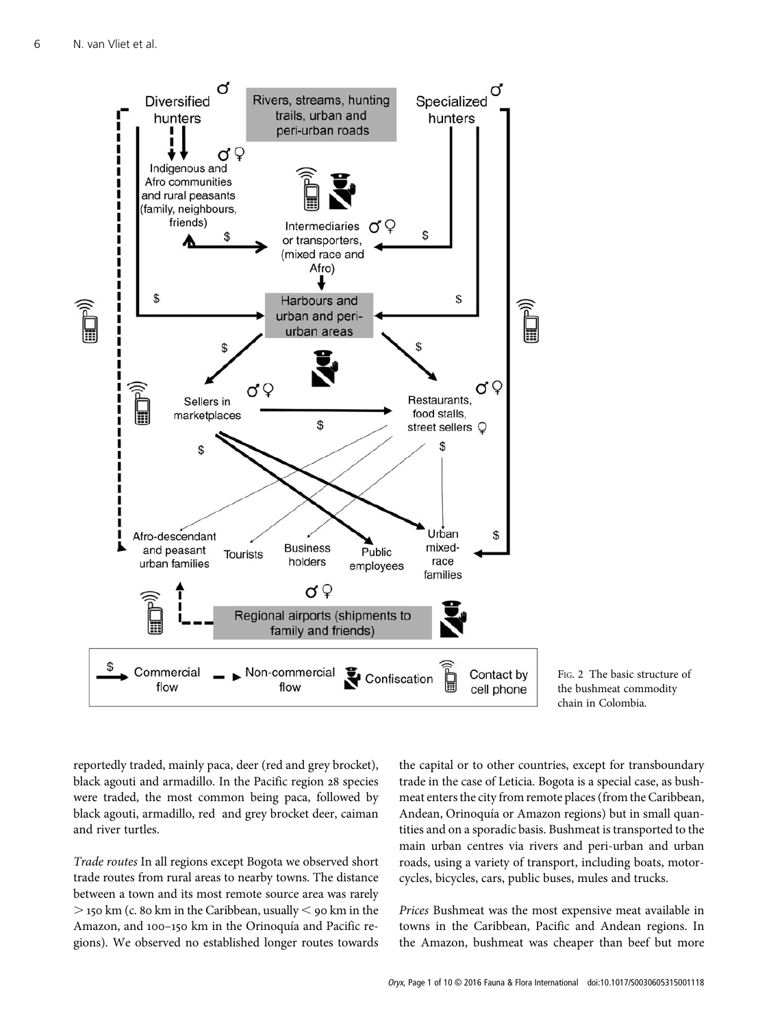Fig. 2 The basic structure of the bushmeat commodity chain in Colombia.

reportedly traded, mainly paca, deer (red and grey brocket), black agouti and armadillo. In the Pacific region 28 species were traded, the most common being paca, followed by black agouti, armadillo, red and grey brocket deer, caiman and river turtles.

*Trade routes* In all regions except Bogota we observed short trade routes from rural areas to nearby towns. The distance between a town and its most remote source area was rarely > 150 km (c. 80 km in the Caribbean, usually < 90 km in the Amazon, and 100–150 km in the Orinoquía and Pacific regions). We observed no established longer routes towards the capital or to other countries, except for transboundary trade in the case of Leticia. Bogota is a special case, as bushmeat enters the city from remote places (from the Caribbean, Andean, Orinoquía or Amazon regions) but in small quantities and on a sporadic basis. Bushmeat is transported to the main urban centres via rivers and peri-urban and urban roads, using a variety of transport, including boats, motorcycles, bicycles, cars, public buses, mules and trucks.

*Prices* Bushmeat was the most expensive meat available in towns in the Caribbean, Pacific and Andean regions. In the Amazon, bushmeat was cheaper than beef but more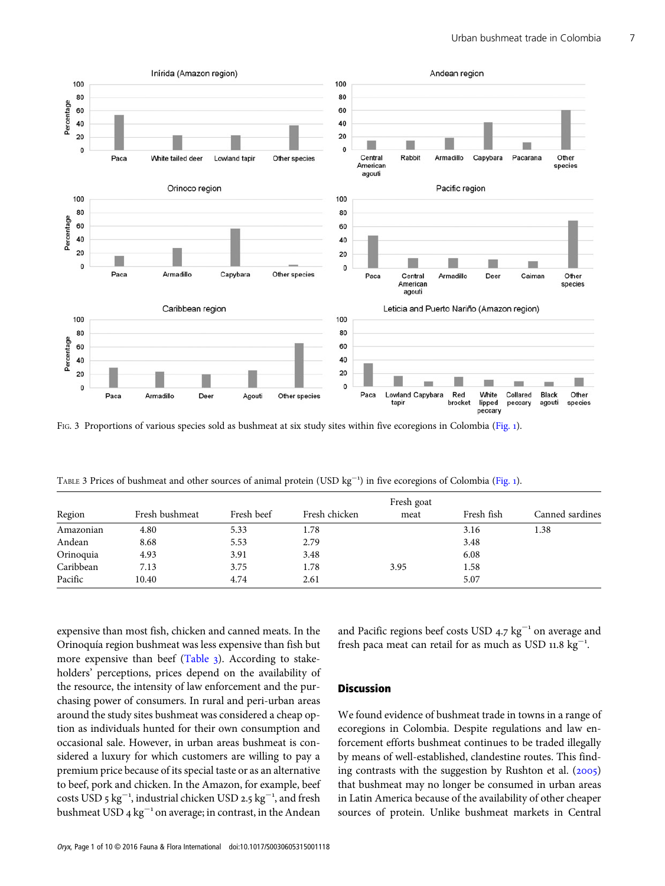Fig. 3 Proportions of various species sold as bushmeat at six study sites within five ecoregions in Colombia (Fig. 1).

Table 3 Prices of bushmeat and other sources of animal protein (USD $kg^{-1}$) in five ecoregions of Colombia (Fig. 1).

| Region | Fresh bushmeat | Fresh beef | Fresh chicken | Fresh goat meat | Fresh fish | Canned sardines |
|---|---|---|---|---|---|---|
| Amazonian | 4.80 | 5.33 | 1.78 | | 3.16 | 1.38 |
| Andean | 8.68 | 5.53 | 2.79 | | 3.48 | |
| Orinoquia | 4.93 | 3.91 | 3.48 | | 6.08 | |
| Caribbean | 7.13 | 3.75 | 1.78 | 3.95 | 1.58 | |
| Pacific | 10.40 | 4.74 | 2.61 | | 5.07 | |

expensive than most fish, chicken and canned meats. In the Orinoquía region bushmeat was less expensive than fish but more expensive than beef (Table 3). According to stakeholders' perceptions, prices depend on the availability of the resource, the intensity of law enforcement and the purchasing power of consumers. In rural and peri-urban areas around the study sites bushmeat was considered a cheap option as individuals hunted for their own consumption and occasional sale. However, in urban areas bushmeat is considered a luxury for which customers are willing to pay a premium price because of its special taste or as an alternative to beef, pork and chicken. In the Amazon, for example, beef costs USD 5 $kg^{-1}$, industrial chicken USD 2.5 $kg^{-1}$, and fresh bushmeat USD 4 $kg^{-1}$ on average; in contrast, in the Andean and Pacific regions beef costs USD 4.7 $kg^{-1}$ on average and fresh paca meat can retail for as much as USD 11.8 $kg^{-1}$.

## Discussion

We found evidence of bushmeat trade in towns in a range of ecoregions in Colombia. Despite regulations and law enforcement efforts bushmeat continues to be traded illegally by means of well-established, clandestine routes. This finding contrasts with the suggestion by Rushton et al. (2005) that bushmeat may no longer be consumed in urban areas in Latin America because of the availability of other cheaper sources of protein. Unlike bushmeat markets in Central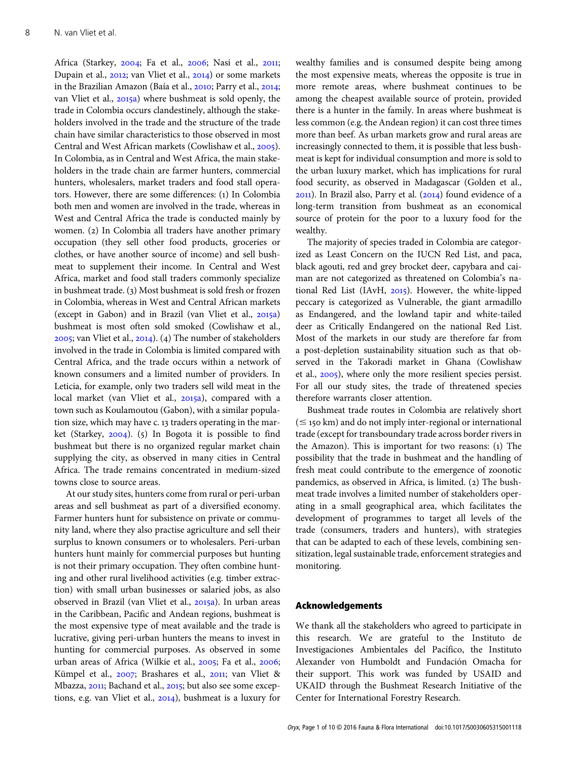Africa (Starkey, 2004; Fa et al., 2006; Nasi et al., 2011; Dupain et al., 2012; van Vliet et al., 2014) or some markets in the Brazilian Amazon (Baía et al., 2010; Parry et al., 2014; van Vliet et al., 2015a) where bushmeat is sold openly, the trade in Colombia occurs clandestinely, although the stakeholders involved in the trade and the structure of the trade chain have similar characteristics to those observed in most Central and West African markets (Cowlishaw et al., 2005). In Colombia, as in Central and West Africa, the main stakeholders in the trade chain are farmer hunters, commercial hunters, wholesalers, market traders and food stall operators. However, there are some differences: (1) In Colombia both men and women are involved in the trade, whereas in West and Central Africa the trade is conducted mainly by women. (2) In Colombia all traders have another primary occupation (they sell other food products, groceries or clothes, or have another source of income) and sell bushmeat to supplement their income. In Central and West Africa, market and food stall traders commonly specialize in bushmeat trade. (3) Most bushmeat is sold fresh or frozen in Colombia, whereas in West and Central African markets (except in Gabon) and in Brazil (van Vliet et al., 2015a) bushmeat is most often sold smoked (Cowlishaw et al., 2005; van Vliet et al., 2014). (4) The number of stakeholders involved in the trade in Colombia is limited compared with Central Africa, and the trade occurs within a network of known consumers and a limited number of providers. In Leticia, for example, only two traders sell wild meat in the local market (van Vliet et al., 2015a), compared with a town such as Koulamoutou (Gabon), with a similar population size, which may have c. 13 traders operating in the market (Starkey, 2004). (5) In Bogota it is possible to find bushmeat but there is no organized regular market chain supplying the city, as observed in many cities in Central Africa. The trade remains concentrated in medium-sized towns close to source areas.

At our study sites, hunters come from rural or peri-urban areas and sell bushmeat as part of a diversified economy. Farmer hunters hunt for subsistence on private or community land, where they also practise agriculture and sell their surplus to known consumers or to wholesalers. Peri-urban hunters hunt mainly for commercial purposes but hunting is not their primary occupation. They often combine hunting and other rural livelihood activities (e.g. timber extraction) with small urban businesses or salaried jobs, as also observed in Brazil (van Vliet et al., 2015a). In urban areas in the Caribbean, Pacific and Andean regions, bushmeat is the most expensive type of meat available and the trade is lucrative, giving peri-urban hunters the means to invest in hunting for commercial purposes. As observed in some urban areas of Africa (Wilkie et al., 2005; Fa et al., 2006; Kümpel et al., 2007; Brashares et al., 2011; van Vliet & Mbazza, 2011; Bachand et al., 2015; but also see some exceptions, e.g. van Vliet et al., 2014), bushmeat is a luxury for wealthy families and is consumed despite being among the most expensive meats, whereas the opposite is true in more remote areas, where bushmeat continues to be among the cheapest available source of protein, provided there is a hunter in the family. In areas where bushmeat is less common (e.g. the Andean region) it can cost three times more than beef. As urban markets grow and rural areas are increasingly connected to them, it is possible that less bushmeat is kept for individual consumption and more is sold to the urban luxury market, which has implications for rural food security, as observed in Madagascar (Golden et al., 2011). In Brazil also, Parry et al. (2014) found evidence of a long-term transition from bushmeat as an economical source of protein for the poor to a luxury food for the wealthy.

The majority of species traded in Colombia are categorized as Least Concern on the IUCN Red List, and paca, black agouti, red and grey brocket deer, capybara and caiman are not categorized as threatened on Colombia's national Red List (IAvH, 2015). However, the white-lipped peccary is categorized as Vulnerable, the giant armadillo as Endangered, and the lowland tapir and white-tailed deer as Critically Endangered on the national Red List. Most of the markets in our study are therefore far from a post-depletion sustainability situation such as that observed in the Takoradi market in Ghana (Cowlishaw et al., 2005), where only the more resilient species persist. For all our study sites, the trade of threatened species therefore warrants closer attention.

Bushmeat trade routes in Colombia are relatively short (≤ 150 km) and do not imply inter-regional or international trade (except for transboundary trade across border rivers in the Amazon). This is important for two reasons: (1) The possibility that the trade in bushmeat and the handling of fresh meat could contribute to the emergence of zoonotic pandemics, as observed in Africa, is limited. (2) The bushmeat trade involves a limited number of stakeholders operating in a small geographical area, which facilitates the development of programmes to target all levels of the trade (consumers, traders and hunters), with strategies that can be adapted to each of these levels, combining sensitization, legal sustainable trade, enforcement strategies and monitoring.

## Acknowledgements

We thank all the stakeholders who agreed to participate in this research. We are grateful to the Instituto de Investigaciones Ambientales del Pacífico, the Instituto Alexander von Humboldt and Fundación Omacha for their support. This work was funded by USAID and UKAID through the Bushmeat Research Initiative of the Center for International Forestry Research.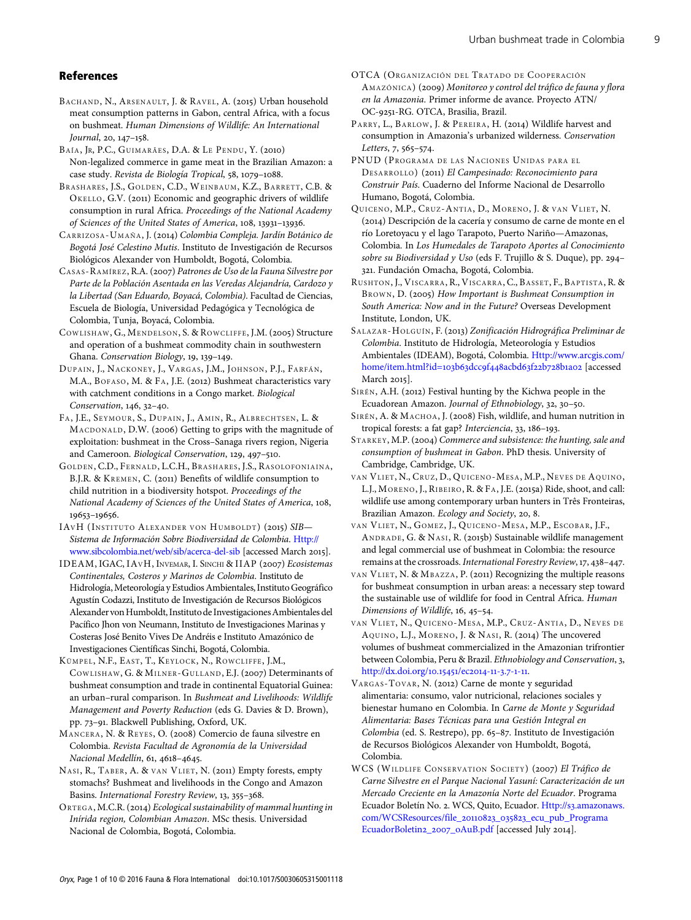## References

Bachand, N., Arsenault, J. & Ravel, A. (2015) Urban household meat consumption patterns in Gabon, central Africa, with a focus on bushmeat. *Human Dimensions of Wildlife: An International Journal*, 20, 147–158.

Baía, Jr, P.C., Guimarães, D.A. & Le Pendu, Y. (2010) Non-legalized commerce in game meat in the Brazilian Amazon: a case study. *Revista de Biología Tropical*, 58, 1079–1088.

Brashares, J.S., Golden, C.D., Weinbaum, K.Z., Barrett, C.B. & Okello, G.V. (2011) Economic and geographic drivers of wildlife consumption in rural Africa. *Proceedings of the National Academy of Sciences of the United States of America*, 108, 13931–13936.

Carrizosa-Umaña, J. (2014) *Colombia Compleja. Jardín Botánico de Bogotá José Celestino Mutis*. Instituto de Investigación de Recursos Biológicos Alexander von Humboldt, Bogotá, Colombia.

Casas-Ramírez, R.A. (2007) *Patrones de Uso de la Fauna Silvestre por Parte de la Población Asentada en las Veredas Alejandría, Cardozo y la Libertad (San Eduardo, Boyacá, Colombia)*. Facultad de Ciencias, Escuela de Biología, Universidad Pedagógica y Tecnológica de Colombia, Tunja, Boyacá, Colombia.

Cowlishaw, G., Mendelson, S. & Rowcliffe, J.M. (2005) Structure and operation of a bushmeat commodity chain in southwestern Ghana. *Conservation Biology*, 19, 139–149.

Dupain, J., Nackoney, J., Vargas, J.M., Johnson, P.J., Farfán, M.A., Bofaso, M. & Fa, J.E. (2012) Bushmeat characteristics vary with catchment conditions in a Congo market. *Biological Conservation*, 146, 32–40.

Fa, J.E., Seymour, S., Dupain, J., Amin, R., Albrechtsen, L. & Macdonald, D.W. (2006) Getting to grips with the magnitude of exploitation: bushmeat in the Cross–Sanaga rivers region, Nigeria and Cameroon. *Biological Conservation*, 129, 497–510.

Golden, C.D., Fernald, L.C.H., Brashares, J.S., Rasolofoniaina, B.J.R. & Kremen, C. (2011) Benefits of wildlife consumption to child nutrition in a biodiversity hotspot. *Proceedings of the National Academy of Sciences of the United States of America*, 108, 19653–19656.

IAvH (Instituto Alexander von Humboldt) (2015) *SIB—Sistema de Información Sobre Biodiversidad de Colombia*. Http://www.sibcolombia.net/web/sib/acerca-del-sib [accessed March 2015].

IDEAM, IGAC, IAvH, Invemar, I. Sinchi & IIAP (2007) *Ecosistemas Continentales, Costeros y Marinos de Colombia*. Instituto de Hidrología, Meteorología y Estudios Ambientales, Instituto Geográfico Agustín Codazzi, Instituto de Investigación de Recursos Biológicos Alexander von Humboldt, Instituto de Investigaciones Ambientales del Pacífico Jhon von Neumann, Instituto de Investigaciones Marinas y Costeras José Benito Vives De Andréis e Instituto Amazónico de Investigaciones Científicas Sinchi, Bogotá, Colombia.

Kümpel, N.F., East, T., Keylock, N., Rowcliffe, J.M., Cowlishaw, G. & Milner-Gulland, E.J. (2007) Determinants of bushmeat consumption and trade in continental Equatorial Guinea: an urban–rural comparison. In *Bushmeat and Livelihoods: Wildlife Management and Poverty Reduction* (eds G. Davies & D. Brown), pp. 73–91. Blackwell Publishing, Oxford, UK.

Mancera, N. & Reyes, O. (2008) Comercio de fauna silvestre en Colombia. *Revista Facultad de Agronomía de la Universidad Nacional Medellín*, 61, 4618–4645.

Nasi, R., Taber, A. & van Vliet, N. (2011) Empty forests, empty stomachs? Bushmeat and livelihoods in the Congo and Amazon Basins. *International Forestry Review*, 13, 355–368.

Ortega, M.C.R. (2014) *Ecological sustainability of mammal hunting in Inírida region, Colombian Amazon*. MSc thesis. Universidad Nacional de Colombia, Bogotá, Colombia.

OTCA (Organización del Tratado de Cooperación Amazónica) (2009) *Monitoreo y control del tráfico de fauna y flora en la Amazonia*. Primer informe de avance. Proyecto ATN/OC-9251-RG. OTCA, Brasilia, Brazil.

Parry, L., Barlow, J. & Pereira, H. (2014) Wildlife harvest and consumption in Amazonia's urbanized wilderness. *Conservation Letters*, 7, 565–574.

PNUD (Programa de las Naciones Unidas para el Desarrollo) (2011) *El Campesinado: Reconocimiento para Construir País*. Cuaderno del Informe Nacional de Desarrollo Humano, Bogotá, Colombia.

Quiceno, M.P., Cruz-Antia, D., Moreno, J. & van Vliet, N. (2014) Descripción de la cacería y consumo de carne de monte en el río Loretoyacu y el lago Tarapoto, Puerto Nariño—Amazonas, Colombia. In *Los Humedales de Tarapoto Aportes al Conocimiento sobre su Biodiversidad y Uso* (eds F. Trujillo & S. Duque), pp. 294–321. Fundación Omacha, Bogotá, Colombia.

Rushton, J., Viscarra, R., Viscarra, C., Basset, F., Baptista, R. & Brown, D. (2005) *How Important is Bushmeat Consumption in South America: Now and in the Future?* Overseas Development Institute, London, UK.

Salazar-Holguín, F. (2013) *Zonificación Hidrográfica Preliminar de Colombia*. Instituto de Hidrología, Meteorología y Estudios Ambientales (IDEAM), Bogotá, Colombia. Http://www.arcgis.com/home/item.html?id=103b63dcc9f448acbd63f22b728b1a02 [accessed March 2015].

Sirén, A.H. (2012) Festival hunting by the Kichwa people in the Ecuadorean Amazon. *Journal of Ethnobiology*, 32, 30–50.

Sirén, A. & Machoa, J. (2008) Fish, wildlife, and human nutrition in tropical forests: a fat gap? *Interciencia*, 33, 186–193.

Starkey, M.P. (2004) *Commerce and subsistence: the hunting, sale and consumption of bushmeat in Gabon*. PhD thesis. University of Cambridge, Cambridge, UK.

van Vliet, N., Cruz, D., Quiceno-Mesa, M.P., Neves de Aquino, L.J., Moreno, J., Ribeiro, R. & Fa, J.E. (2015a) Ride, shoot, and call: wildlife use among contemporary urban hunters in Três Fronteiras, Brazilian Amazon. *Ecology and Society*, 20, 8.

van Vliet, N., Gomez, J., Quiceno-Mesa, M.P., Escobar, J.F., Andrade, G. & Nasi, R. (2015b) Sustainable wildlife management and legal commercial use of bushmeat in Colombia: the resource remains at the crossroads. *International Forestry Review*, 17, 438–447.

van Vliet, N. & Mbazza, P. (2011) Recognizing the multiple reasons for bushmeat consumption in urban areas: a necessary step toward the sustainable use of wildlife for food in Central Africa. *Human Dimensions of Wildlife*, 16, 45–54.

van Vliet, N., Quiceno-Mesa, M.P., Cruz-Antia, D., Neves de Aquino, L.J., Moreno, J. & Nasi, R. (2014) The uncovered volumes of bushmeat commercialized in the Amazonian trifrontier between Colombia, Peru & Brazil. *Ethnobiology and Conservation*, 3, http://dx.doi.org/10.15451/ec2014-11-3.7-1-11.

Vargas-Tovar, N. (2012) Carne de monte y seguridad alimentaria: consumo, valor nutricional, relaciones sociales y bienestar humano en Colombia. In *Carne de Monte y Seguridad Alimentaria: Bases Técnicas para una Gestión Integral en Colombia* (ed. S. Restrepo), pp. 65–87. Instituto de Investigación de Recursos Biológicos Alexander von Humboldt, Bogotá, Colombia.

WCS (Wildlife Conservation Society) (2007) *El Tráfico de Carne Silvestre en el Parque Nacional Yasuní: Caracterización de un Mercado Creciente en la Amazonía Norte del Ecuador*. Programa Ecuador Boletín No. 2. WCS, Quito, Ecuador. Http://s3.amazonaws.com/WCSResources/file_20110823_035823_ecu_pub_Programa EcuadorBoletin2_2007_oAuB.pdf [accessed July 2014].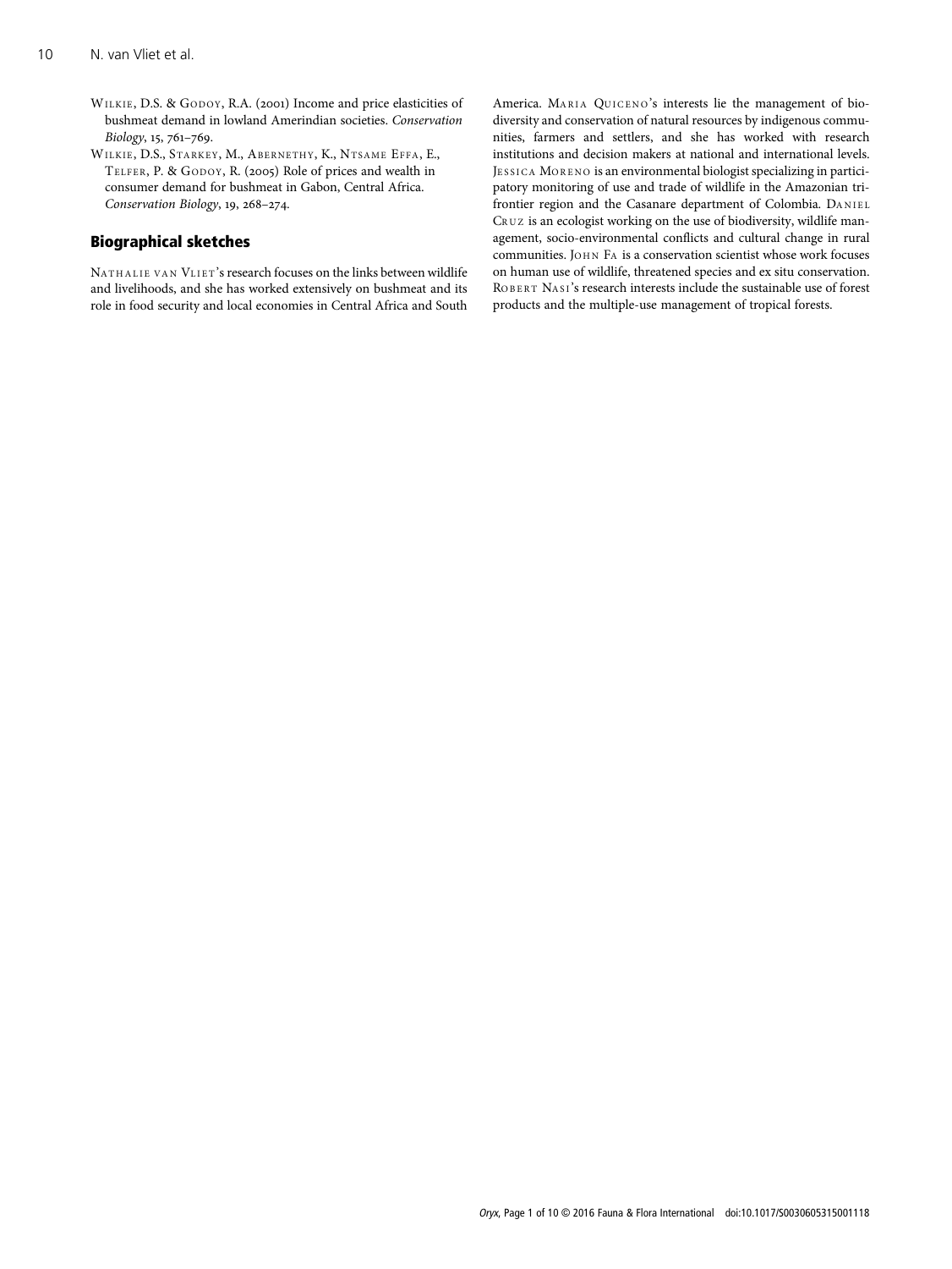Wilkie, D.S. & Godoy, R.A. (2001) Income and price elasticities of bushmeat demand in lowland Amerindian societies. *Conservation Biology*, 15, 761–769.

Wilkie, D.S., Starkey, M., Abernethy, K., Ntsame Effa, E., Telfer, P. & Godoy, R. (2005) Role of prices and wealth in consumer demand for bushmeat in Gabon, Central Africa. *Conservation Biology*, 19, 268–274.

## Biographical sketches

Nathalie van Vliet's research focuses on the links between wildlife and livelihoods, and she has worked extensively on bushmeat and its role in food security and local economies in Central Africa and South America. Maria Quiceno's interests lie the management of biodiversity and conservation of natural resources by indigenous communities, farmers and settlers, and she has worked with research institutions and decision makers at national and international levels. Jessica Moreno is an environmental biologist specializing in participatory monitoring of use and trade of wildlife in the Amazonian tri-frontier region and the Casanare department of Colombia. Daniel Cruz is an ecologist working on the use of biodiversity, wildlife management, socio-environmental conflicts and cultural change in rural communities. John Fa is a conservation scientist whose work focuses on human use of wildlife, threatened species and ex situ conservation. Robert Nasi's research interests include the sustainable use of forest products and the multiple-use management of tropical forests.